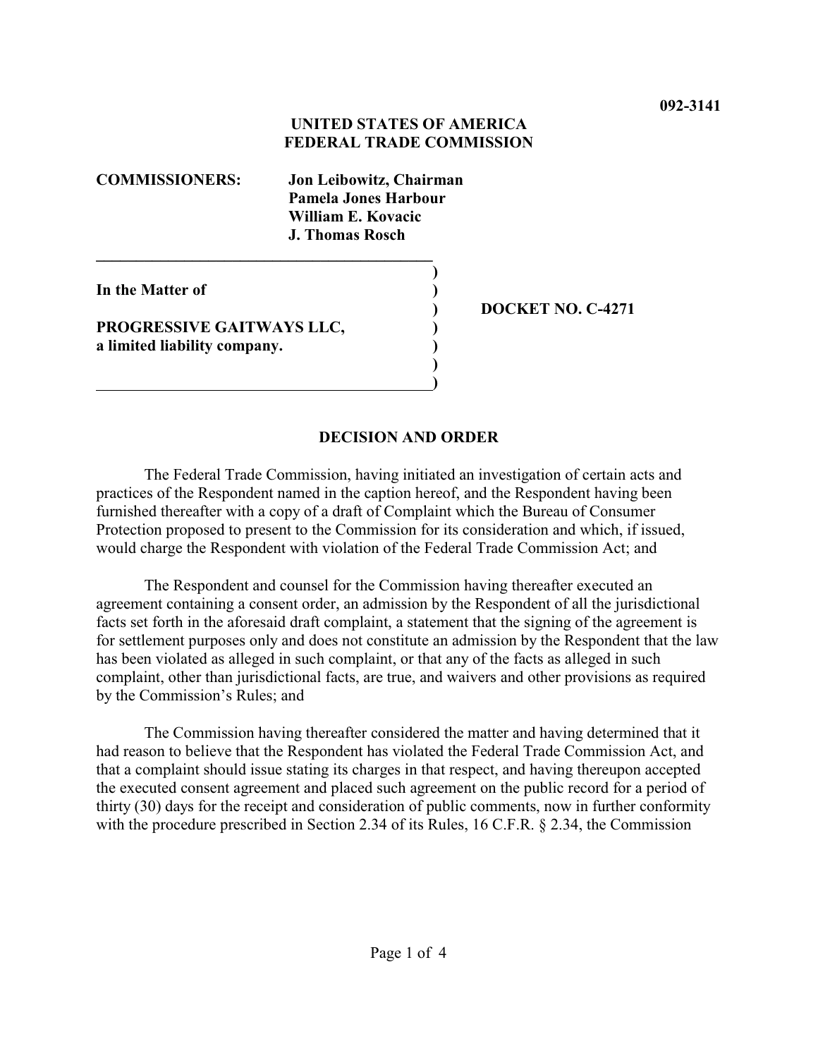**092-3141**

**UNITED STATES OF AMERICA**
**FEDERAL TRADE COMMISSION**

**COMMISSIONERS:** **Jon Leibowitz, Chairman**
**Pamela Jones Harbour**
**William E. Kovacic**
**J. Thomas Rosch**

**In the Matter of**

**PROGRESSIVE GAITWAYS LLC,**
**a limited liability company.**

**DOCKET NO. C-4271**

## DECISION AND ORDER

The Federal Trade Commission, having initiated an investigation of certain acts and practices of the Respondent named in the caption hereof, and the Respondent having been furnished thereafter with a copy of a draft of Complaint which the Bureau of Consumer Protection proposed to present to the Commission for its consideration and which, if issued, would charge the Respondent with violation of the Federal Trade Commission Act; and

The Respondent and counsel for the Commission having thereafter executed an agreement containing a consent order, an admission by the Respondent of all the jurisdictional facts set forth in the aforesaid draft complaint, a statement that the signing of the agreement is for settlement purposes only and does not constitute an admission by the Respondent that the law has been violated as alleged in such complaint, or that any of the facts as alleged in such complaint, other than jurisdictional facts, are true, and waivers and other provisions as required by the Commission's Rules; and

The Commission having thereafter considered the matter and having determined that it had reason to believe that the Respondent has violated the Federal Trade Commission Act, and that a complaint should issue stating its charges in that respect, and having thereupon accepted the executed consent agreement and placed such agreement on the public record for a period of thirty (30) days for the receipt and consideration of public comments, now in further conformity with the procedure prescribed in Section 2.34 of its Rules, 16 C.F.R. § 2.34, the Commission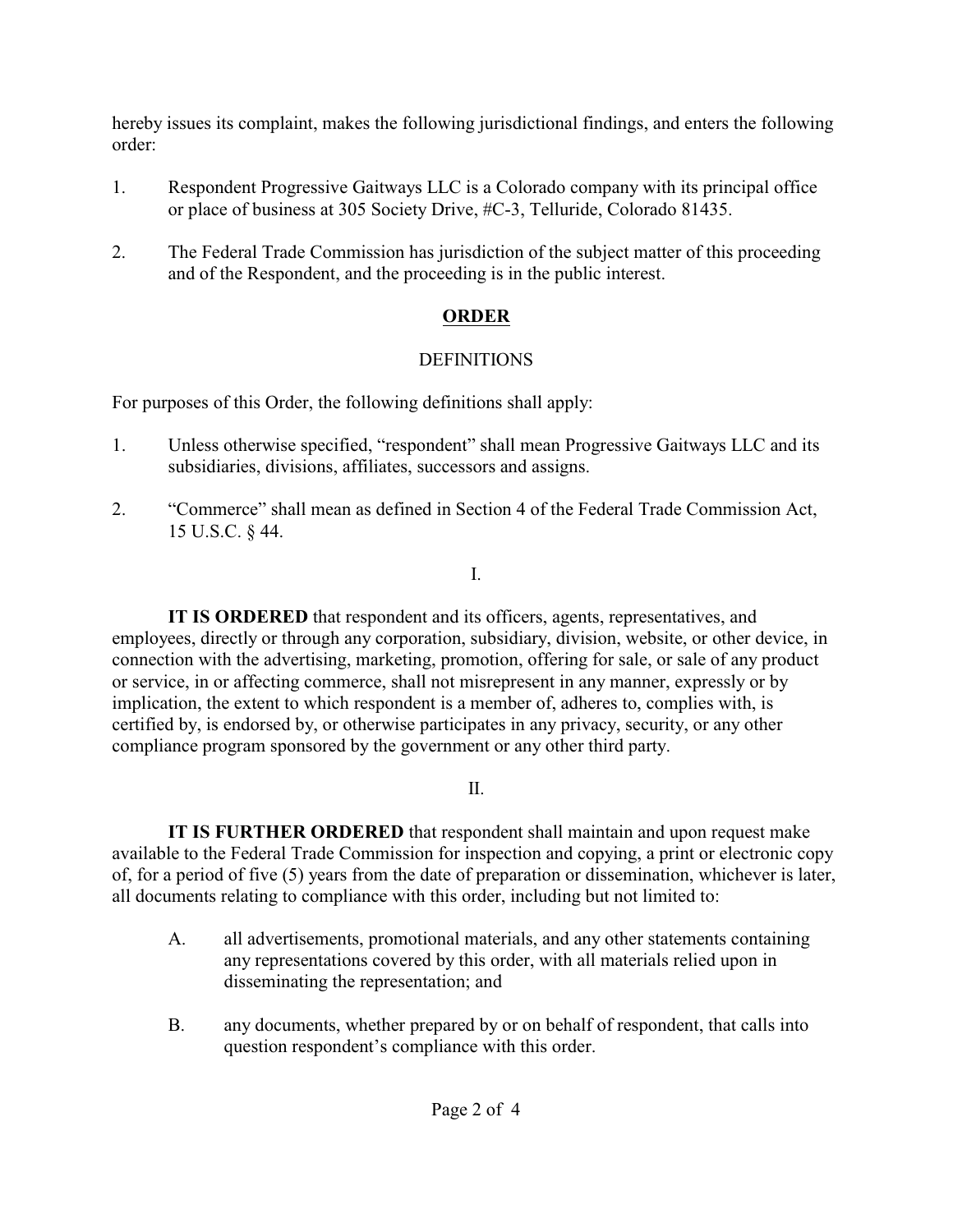hereby issues its complaint, makes the following jurisdictional findings, and enters the following order:

1. Respondent Progressive Gaitways LLC is a Colorado company with its principal office or place of business at 305 Society Drive, #C-3, Telluride, Colorado 81435.

2. The Federal Trade Commission has jurisdiction of the subject matter of this proceeding and of the Respondent, and the proceeding is in the public interest.

## ORDER

### DEFINITIONS

For purposes of this Order, the following definitions shall apply:

1. Unless otherwise specified, "respondent" shall mean Progressive Gaitways LLC and its subsidiaries, divisions, affiliates, successors and assigns.

2. "Commerce" shall mean as defined in Section 4 of the Federal Trade Commission Act, 15 U.S.C. § 44.

I.

**IT IS ORDERED** that respondent and its officers, agents, representatives, and employees, directly or through any corporation, subsidiary, division, website, or other device, in connection with the advertising, marketing, promotion, offering for sale, or sale of any product or service, in or affecting commerce, shall not misrepresent in any manner, expressly or by implication, the extent to which respondent is a member of, adheres to, complies with, is certified by, is endorsed by, or otherwise participates in any privacy, security, or any other compliance program sponsored by the government or any other third party.

II.

**IT IS FURTHER ORDERED** that respondent shall maintain and upon request make available to the Federal Trade Commission for inspection and copying, a print or electronic copy of, for a period of five (5) years from the date of preparation or dissemination, whichever is later, all documents relating to compliance with this order, including but not limited to:

A. all advertisements, promotional materials, and any other statements containing any representations covered by this order, with all materials relied upon in disseminating the representation; and

B. any documents, whether prepared by or on behalf of respondent, that calls into question respondent's compliance with this order.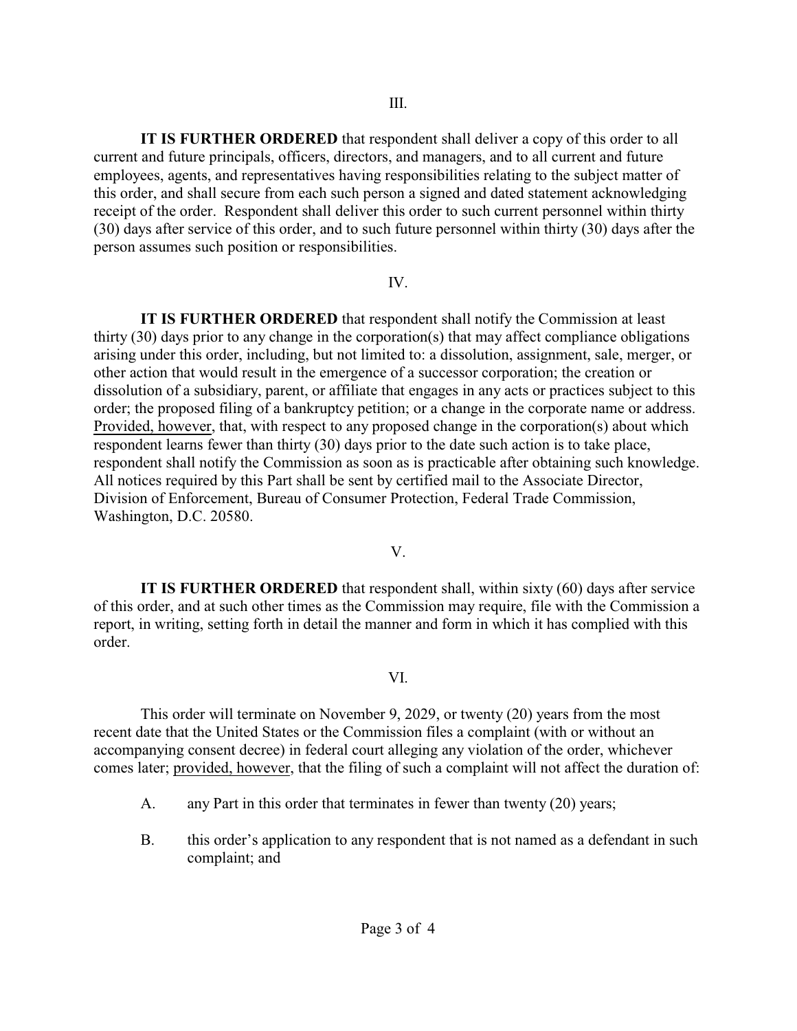III.

**IT IS FURTHER ORDERED** that respondent shall deliver a copy of this order to all current and future principals, officers, directors, and managers, and to all current and future employees, agents, and representatives having responsibilities relating to the subject matter of this order, and shall secure from each such person a signed and dated statement acknowledging receipt of the order. Respondent shall deliver this order to such current personnel within thirty (30) days after service of this order, and to such future personnel within thirty (30) days after the person assumes such position or responsibilities.

IV.

**IT IS FURTHER ORDERED** that respondent shall notify the Commission at least thirty (30) days prior to any change in the corporation(s) that may affect compliance obligations arising under this order, including, but not limited to: a dissolution, assignment, sale, merger, or other action that would result in the emergence of a successor corporation; the creation or dissolution of a subsidiary, parent, or affiliate that engages in any acts or practices subject to this order; the proposed filing of a bankruptcy petition; or a change in the corporate name or address. Provided, however, that, with respect to any proposed change in the corporation(s) about which respondent learns fewer than thirty (30) days prior to the date such action is to take place, respondent shall notify the Commission as soon as is practicable after obtaining such knowledge. All notices required by this Part shall be sent by certified mail to the Associate Director, Division of Enforcement, Bureau of Consumer Protection, Federal Trade Commission, Washington, D.C. 20580.

V.

**IT IS FURTHER ORDERED** that respondent shall, within sixty (60) days after service of this order, and at such other times as the Commission may require, file with the Commission a report, in writing, setting forth in detail the manner and form in which it has complied with this order.

VI.

This order will terminate on November 9, 2029, or twenty (20) years from the most recent date that the United States or the Commission files a complaint (with or without an accompanying consent decree) in federal court alleging any violation of the order, whichever comes later; provided, however, that the filing of such a complaint will not affect the duration of:

A. any Part in this order that terminates in fewer than twenty (20) years;

B. this order's application to any respondent that is not named as a defendant in such complaint; and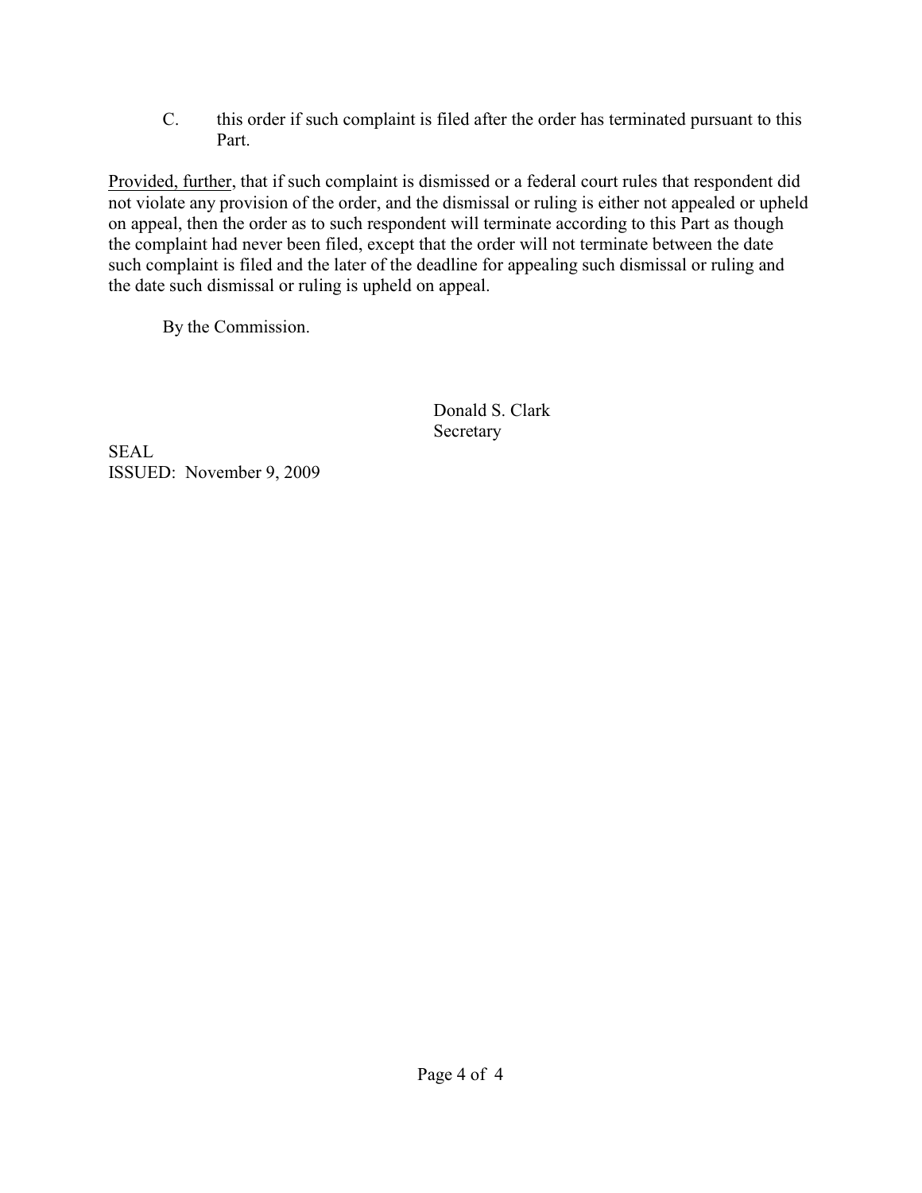C. this order if such complaint is filed after the order has terminated pursuant to this Part.

Provided, further, that if such complaint is dismissed or a federal court rules that respondent did not violate any provision of the order, and the dismissal or ruling is either not appealed or upheld on appeal, then the order as to such respondent will terminate according to this Part as though the complaint had never been filed, except that the order will not terminate between the date such complaint is filed and the later of the deadline for appealing such dismissal or ruling and the date such dismissal or ruling is upheld on appeal.

By the Commission.

Donald S. Clark
Secretary

SEAL
ISSUED: November 9, 2009